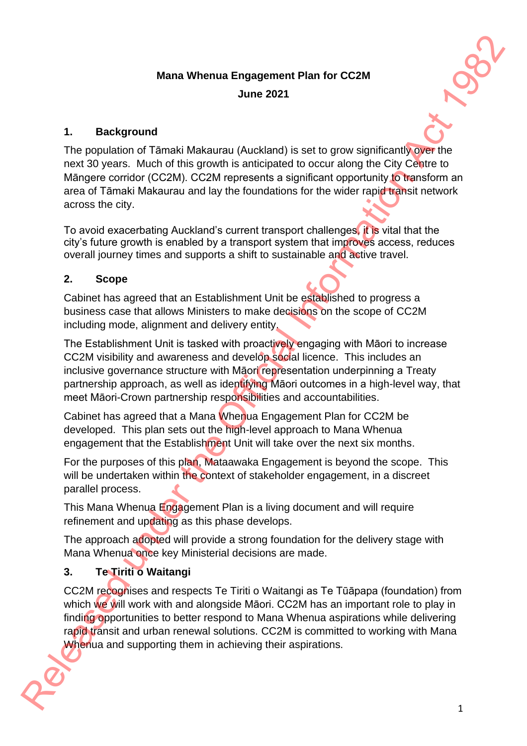**Mana Whenua Engagement Plan for CC2M**

**June 2021**

## 1. Background

The population of Tāmaki Makaurau (Auckland) is set to grow significantly over the next 30 years. Much of this growth is anticipated to occur along the City Centre to Māngere corridor (CC2M). CC2M represents a significant opportunity to transform an area of Tāmaki Makaurau and lay the foundations for the wider rapid transit network across the city.

To avoid exacerbating Auckland's current transport challenges, it is vital that the city's future growth is enabled by a transport system that improves access, reduces overall journey times and supports a shift to sustainable and active travel.

## 2. Scope

Cabinet has agreed that an Establishment Unit be established to progress a business case that allows Ministers to make decisions on the scope of CC2M including mode, alignment and delivery entity.

The Establishment Unit is tasked with proactively engaging with Māori to increase CC2M visibility and awareness and develop social licence. This includes an inclusive governance structure with Māori representation underpinning a Treaty partnership approach, as well as identifying Māori outcomes in a high-level way, that meet Māori-Crown partnership responsibilities and accountabilities.

Cabinet has agreed that a Mana Whenua Engagement Plan for CC2M be developed. This plan sets out the high-level approach to Mana Whenua engagement that the Establishment Unit will take over the next six months.

For the purposes of this plan, Mataawaka Engagement is beyond the scope. This will be undertaken within the context of stakeholder engagement, in a discreet parallel process.

This Mana Whenua Engagement Plan is a living document and will require refinement and updating as this phase develops.

The approach adopted will provide a strong foundation for the delivery stage with Mana Whenua once key Ministerial decisions are made.

## 3. Te Tiriti o Waitangi

CC2M recognises and respects Te Tiriti o Waitangi as Te Tūāpapa (foundation) from which we will work with and alongside Māori. CC2M has an important role to play in finding opportunities to better respond to Mana Whenua aspirations while delivering rapid transit and urban renewal solutions. CC2M is committed to working with Mana Whenua and supporting them in achieving their aspirations.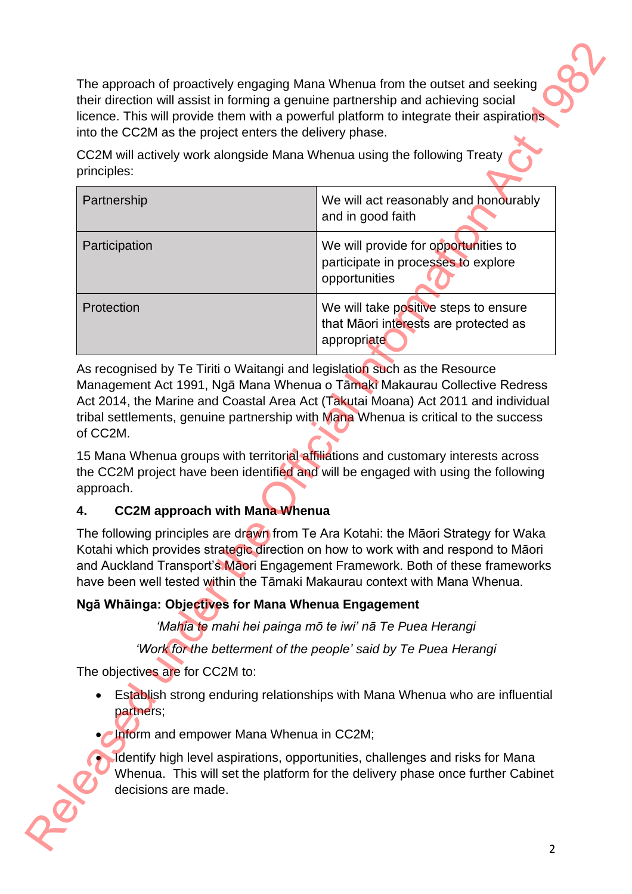The approach of proactively engaging Mana Whenua from the outset and seeking their direction will assist in forming a genuine partnership and achieving social licence. This will provide them with a powerful platform to integrate their aspirations into the CC2M as the project enters the delivery phase.

CC2M will actively work alongside Mana Whenua using the following Treaty principles:

| | |
|---|---|
| Partnership | We will act reasonably and honourably and in good faith |
| Participation | We will provide for opportunities to participate in processes to explore opportunities |
| Protection | We will take positive steps to ensure that Māori interests are protected as appropriate |

As recognised by Te Tiriti o Waitangi and legislation such as the Resource Management Act 1991, Ngā Mana Whenua o Tāmaki Makaurau Collective Redress Act 2014, the Marine and Coastal Area Act (Takutai Moana) Act 2011 and individual tribal settlements, genuine partnership with Mana Whenua is critical to the success of CC2M.

15 Mana Whenua groups with territorial affiliations and customary interests across the CC2M project have been identified and will be engaged with using the following approach.

## 4. CC2M approach with Mana Whenua

The following principles are drawn from Te Ara Kotahi: the Māori Strategy for Waka Kotahi which provides strategic direction on how to work with and respond to Māori and Auckland Transport's Māori Engagement Framework. Both of these frameworks have been well tested within the Tāmaki Makaurau context with Mana Whenua.

**Ngā Whāinga: Objectives for Mana Whenua Engagement**

*'Mahia te mahi hei painga mō te iwi' nā Te Puea Herangi*

*'Work for the betterment of the people' said by Te Puea Herangi*

The objectives are for CC2M to:

- Establish strong enduring relationships with Mana Whenua who are influential partners;
- Inform and empower Mana Whenua in CC2M;
- Identify high level aspirations, opportunities, challenges and risks for Mana Whenua. This will set the platform for the delivery phase once further Cabinet decisions are made.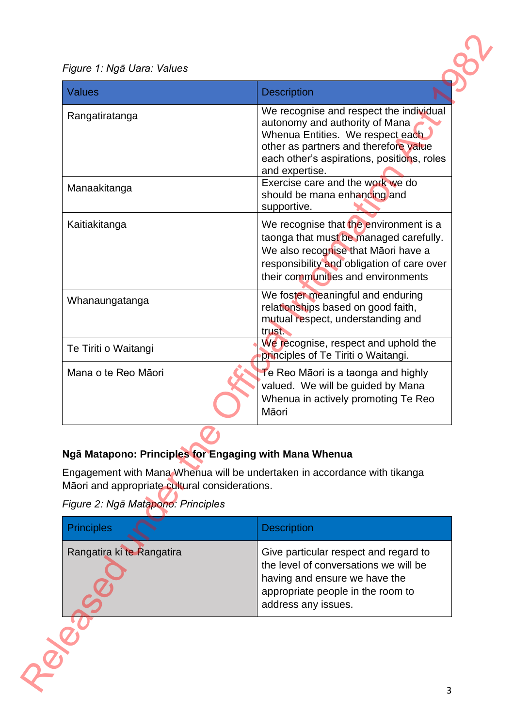*Figure 1: Ngā Uara: Values*

| Values | Description |
|---|---|
| Rangatiratanga | We recognise and respect the individual autonomy and authority of Mana Whenua Entities. We respect each other as partners and therefore value each other's aspirations, positions, roles and expertise. |
| Manaakitanga | Exercise care and the work we do should be mana enhancing and supportive. |
| Kaitiakitanga | We recognise that the environment is a taonga that must be managed carefully. We also recognise that Māori have a responsibility and obligation of care over their communities and environments |
| Whanaungatanga | We foster meaningful and enduring relationships based on good faith, mutual respect, understanding and trust. |
| Te Tiriti o Waitangi | We recognise, respect and uphold the principles of Te Tiriti o Waitangi. |
| Mana o te Reo Māori | Te Reo Māori is a taonga and highly valued. We will be guided by Mana Whenua in actively promoting Te Reo Māori |

**Ngā Matapono: Principles for Engaging with Mana Whenua**

Engagement with Mana Whenua will be undertaken in accordance with tikanga Māori and appropriate cultural considerations.

*Figure 2: Ngā Matapono: Principles*

| Principles | Description |
|---|---|
| Rangatira ki te Rangatira | Give particular respect and regard to the level of conversations we will be having and ensure we have the appropriate people in the room to address any issues. |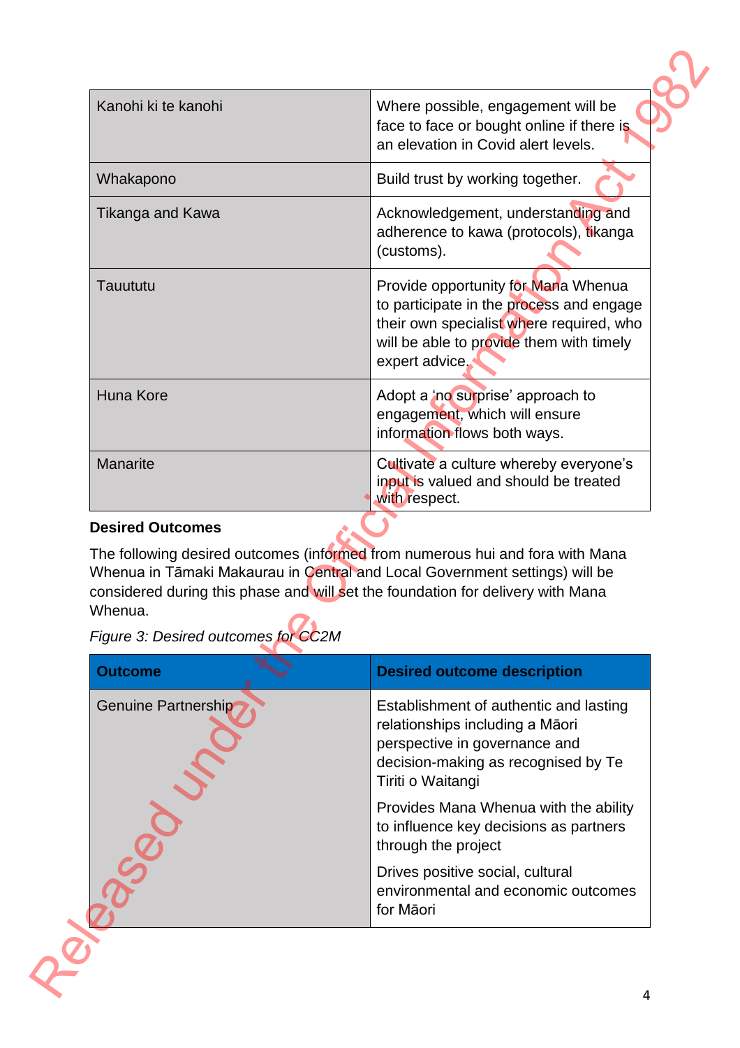| | |
|---|---|
| Kanohi ki te kanohi | Where possible, engagement will be face to face or bought online if there is an elevation in Covid alert levels. |
| Whakapono | Build trust by working together. |
| Tikanga and Kawa | Acknowledgement, understanding and adherence to kawa (protocols), tikanga (customs). |
| Tauututu | Provide opportunity for Mana Whenua to participate in the process and engage their own specialist where required, who will be able to provide them with timely expert advice. |
| Huna Kore | Adopt a 'no surprise' approach to engagement, which will ensure information flows both ways. |
| Manarite | Cultivate a culture whereby everyone's input is valued and should be treated with respect. |

**Desired Outcomes**

The following desired outcomes (informed from numerous hui and fora with Mana Whenua in Tāmaki Makaurau in Central and Local Government settings) will be considered during this phase and will set the foundation for delivery with Mana Whenua.

*Figure 3: Desired outcomes for CC2M*

| Outcome | Desired outcome description |
|---|---|
| Genuine Partnership | Establishment of authentic and lasting relationships including a Māori perspective in governance and decision-making as recognised by Te Tiriti o Waitangi<br><br>Provides Mana Whenua with the ability to influence key decisions as partners through the project<br><br>Drives positive social, cultural environmental and economic outcomes for Māori |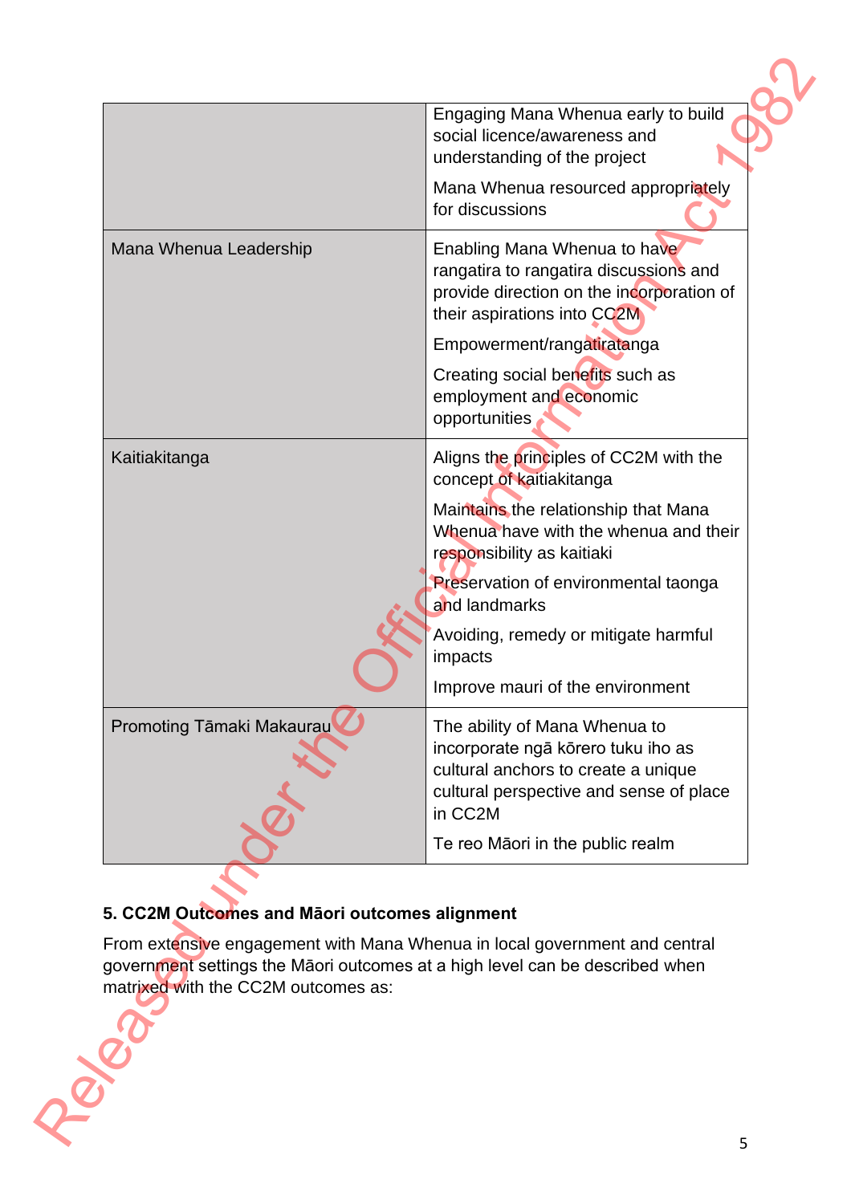|  |  |
|---|---|
|  | Engaging Mana Whenua early to build social licence/awareness and understanding of the project<br><br>Mana Whenua resourced appropriately for discussions |
| Mana Whenua Leadership | Enabling Mana Whenua to have rangatira to rangatira discussions and provide direction on the incorporation of their aspirations into CC2M<br><br>Empowerment/rangatiratanga<br><br>Creating social benefits such as employment and economic opportunities |
| Kaitiakitanga | Aligns the principles of CC2M with the concept of kaitiakitanga<br><br>Maintains the relationship that Mana Whenua have with the whenua and their responsibility as kaitiaki<br><br>Preservation of environmental taonga and landmarks<br><br>Avoiding, remedy or mitigate harmful impacts<br><br>Improve mauri of the environment |
| Promoting Tāmaki Makaurau | The ability of Mana Whenua to incorporate ngā kōrero tuku iho as cultural anchors to create a unique cultural perspective and sense of place in CC2M<br><br>Te reo Māori in the public realm |

**5. CC2M Outcomes and Māori outcomes alignment**

From extensive engagement with Mana Whenua in local government and central government settings the Māori outcomes at a high level can be described when matrixed with the CC2M outcomes as: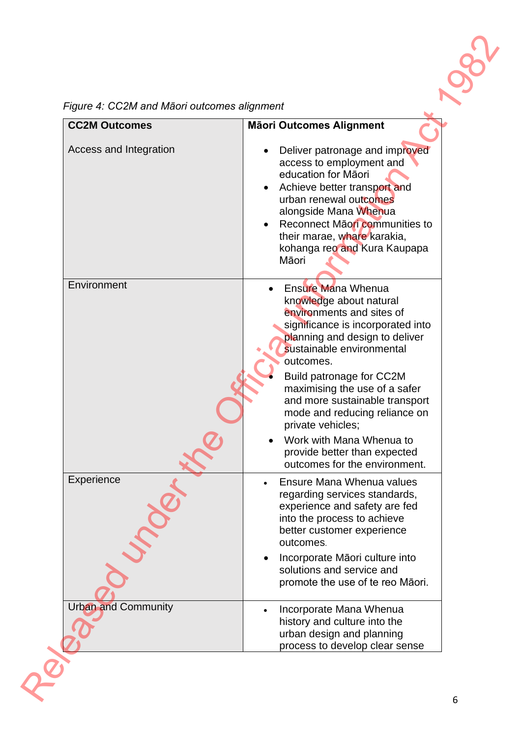*Figure 4: CC2M and Māori outcomes alignment*

| **CC2M Outcomes** | **Māori Outcomes Alignment** |
|---|---|
| Access and Integration | • Deliver patronage and improved access to employment and education for Māori<br>• Achieve better transport and urban renewal outcomes alongside Mana Whenua<br>• Reconnect Māori communities to their marae, whare karakia, kohanga reo and Kura Kaupapa Māori |
| Environment | • Ensure Mana Whenua knowledge about natural environments and sites of significance is incorporated into planning and design to deliver sustainable environmental outcomes.<br>• Build patronage for CC2M maximising the use of a safer and more sustainable transport mode and reducing reliance on private vehicles;<br>• Work with Mana Whenua to provide better than expected outcomes for the environment. |
| Experience | • Ensure Mana Whenua values regarding services standards, experience and safety are fed into the process to achieve better customer experience outcomes.<br>• Incorporate Māori culture into solutions and service and promote the use of te reo Māori. |
| Urban and Community | • Incorporate Mana Whenua history and culture into the urban design and planning process to develop clear sense |

Released under the Official Information Act 1982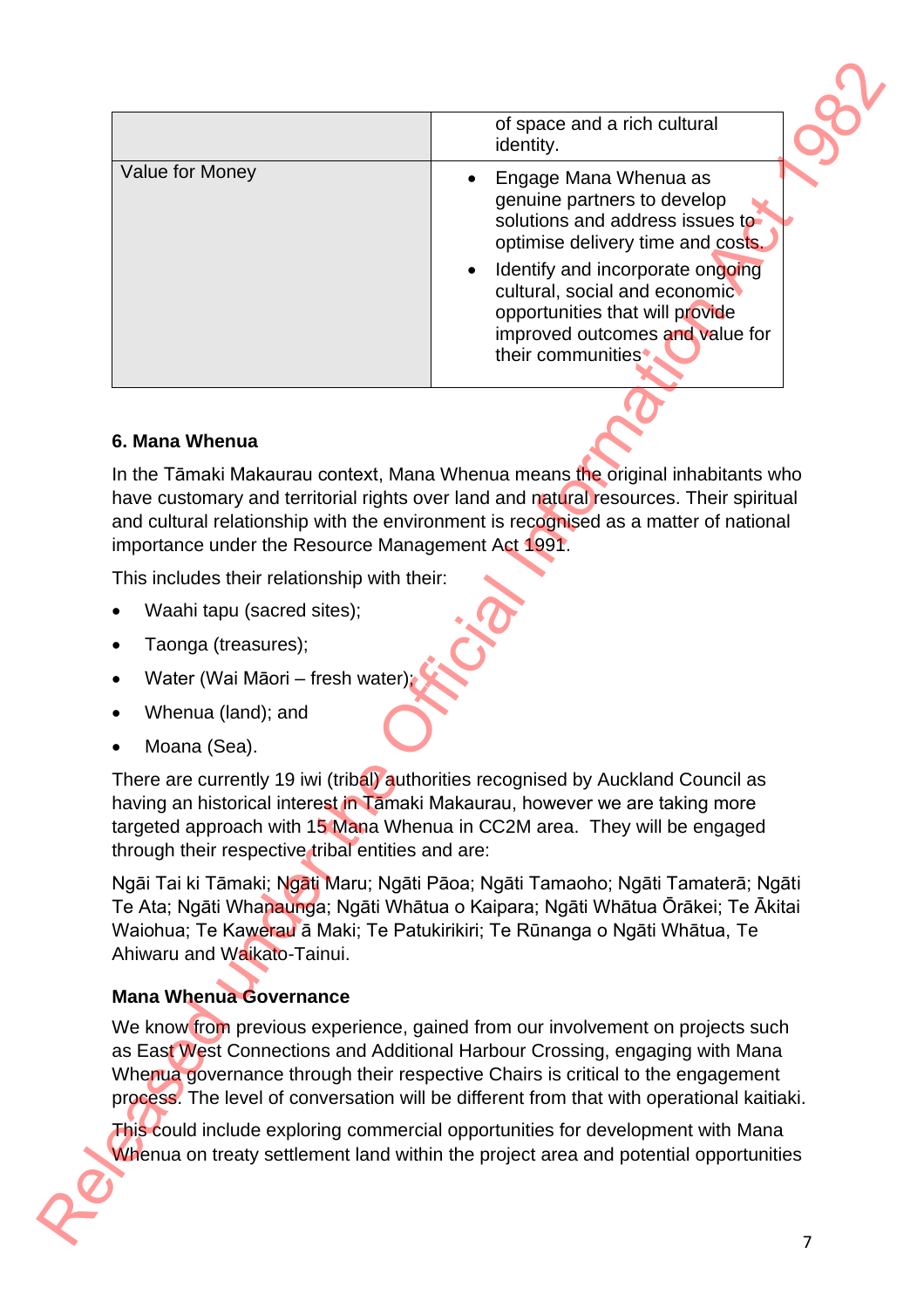|  |  |
|---|---|
|  | of space and a rich cultural identity. |
| Value for Money | • Engage Mana Whenua as genuine partners to develop solutions and address issues to optimise delivery time and costs.<br>• Identify and incorporate ongoing cultural, social and economic opportunities that will provide improved outcomes and value for their communities |

**6. Mana Whenua**

In the Tāmaki Makaurau context, Mana Whenua means the original inhabitants who have customary and territorial rights over land and natural resources. Their spiritual and cultural relationship with the environment is recognised as a matter of national importance under the Resource Management Act 1991.

This includes their relationship with their:

- Waahi tapu (sacred sites);
- Taonga (treasures);
- Water (Wai Māori – fresh water);
- Whenua (land); and
- Moana (Sea).

There are currently 19 iwi (tribal) authorities recognised by Auckland Council as having an historical interest in Tāmaki Makaurau, however we are taking more targeted approach with 15 Mana Whenua in CC2M area. They will be engaged through their respective tribal entities and are:

Ngāi Tai ki Tāmaki; Ngāti Maru; Ngāti Pāoa; Ngāti Tamaoho; Ngāti Tamaterā; Ngāti Te Ata; Ngāti Whanaunga; Ngāti Whātua o Kaipara; Ngāti Whātua Ōrākei; Te Ākitai Waiohua; Te Kawerau ā Maki; Te Patukirikiri; Te Rūnanga o Ngāti Whātua, Te Ahiwaru and Waikato-Tainui.

**Mana Whenua Governance**

We know from previous experience, gained from our involvement on projects such as East West Connections and Additional Harbour Crossing, engaging with Mana Whenua governance through their respective Chairs is critical to the engagement process. The level of conversation will be different from that with operational kaitiaki.

This could include exploring commercial opportunities for development with Mana Whenua on treaty settlement land within the project area and potential opportunities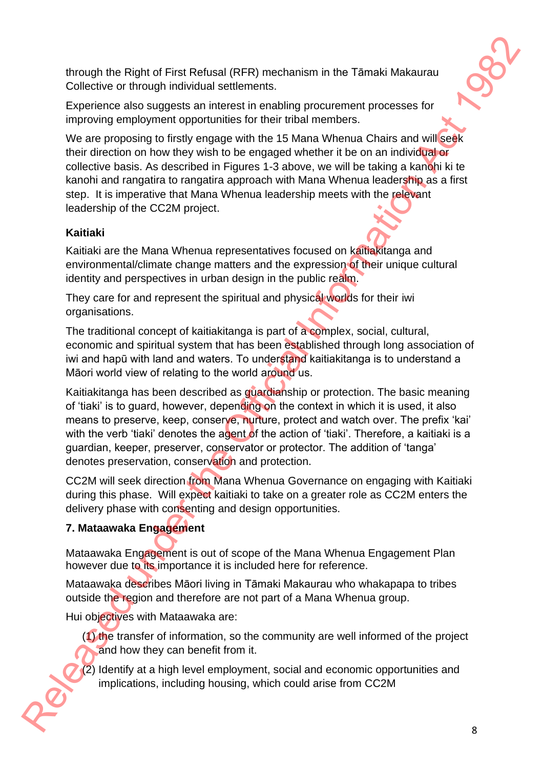through the Right of First Refusal (RFR) mechanism in the Tāmaki Makaurau Collective or through individual settlements.

Experience also suggests an interest in enabling procurement processes for improving employment opportunities for their tribal members.

We are proposing to firstly engage with the 15 Mana Whenua Chairs and will seek their direction on how they wish to be engaged whether it be on an individual or collective basis. As described in Figures 1-3 above, we will be taking a kanohi ki te kanohi and rangatira to rangatira approach with Mana Whenua leadership as a first step. It is imperative that Mana Whenua leadership meets with the relevant leadership of the CC2M project.

**Kaitiaki**

Kaitiaki are the Mana Whenua representatives focused on kaitiakitanga and environmental/climate change matters and the expression of their unique cultural identity and perspectives in urban design in the public realm.

They care for and represent the spiritual and physical worlds for their iwi organisations.

The traditional concept of kaitiakitanga is part of a complex, social, cultural, economic and spiritual system that has been established through long association of iwi and hapū with land and waters. To understand kaitiakitanga is to understand a Māori world view of relating to the world around us.

Kaitiakitanga has been described as guardianship or protection. The basic meaning of 'tiaki' is to guard, however, depending on the context in which it is used, it also means to preserve, keep, conserve, nurture, protect and watch over. The prefix 'kai' with the verb 'tiaki' denotes the agent of the action of 'tiaki'. Therefore, a kaitiaki is a guardian, keeper, preserver, conservator or protector. The addition of 'tanga' denotes preservation, conservation and protection.

CC2M will seek direction from Mana Whenua Governance on engaging with Kaitiaki during this phase. Will expect kaitiaki to take on a greater role as CC2M enters the delivery phase with consenting and design opportunities.

**7. Mataawaka Engagement**

Mataawaka Engagement is out of scope of the Mana Whenua Engagement Plan however due to its importance it is included here for reference.

Mataawaka describes Māori living in Tāmaki Makaurau who whakapapa to tribes outside the region and therefore are not part of a Mana Whenua group.

Hui objectives with Mataawaka are:

(1) the transfer of information, so the community are well informed of the project and how they can benefit from it.

(2) Identify at a high level employment, social and economic opportunities and implications, including housing, which could arise from CC2M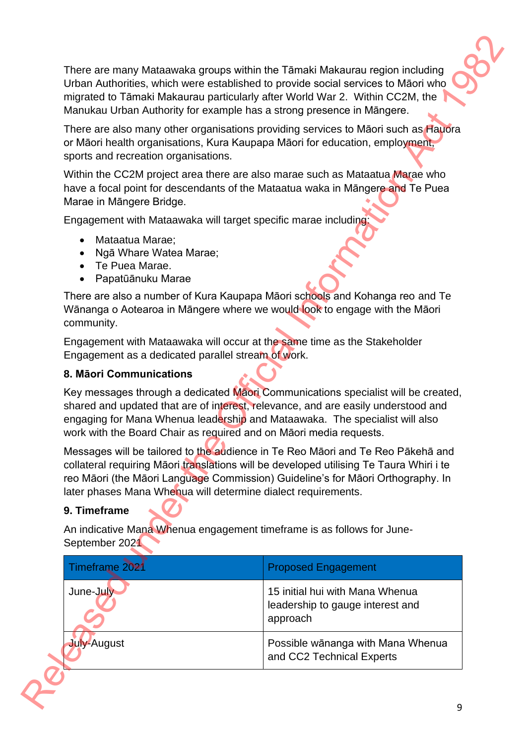There are many Mataawaka groups within the Tāmaki Makaurau region including Urban Authorities, which were established to provide social services to Māori who migrated to Tāmaki Makaurau particularly after World War 2. Within CC2M, the Manukau Urban Authority for example has a strong presence in Māngere.

There are also many other organisations providing services to Māori such as Hauora or Māori health organisations, Kura Kaupapa Māori for education, employment, sports and recreation organisations.

Within the CC2M project area there are also marae such as Mataatua Marae who have a focal point for descendants of the Mataatua waka in Māngere and Te Puea Marae in Māngere Bridge.

Engagement with Mataawaka will target specific marae including:

- Mataatua Marae;
- Ngā Whare Watea Marae;
- Te Puea Marae.
- Papatūānuku Marae

There are also a number of Kura Kaupapa Māori schools and Kohanga reo and Te Wānanga o Aotearoa in Māngere where we would look to engage with the Māori community.

Engagement with Mataawaka will occur at the same time as the Stakeholder Engagement as a dedicated parallel stream of work.

### 8. Māori Communications

Key messages through a dedicated Māori Communications specialist will be created, shared and updated that are of interest, relevance, and are easily understood and engaging for Mana Whenua leadership and Mataawaka. The specialist will also work with the Board Chair as required and on Māori media requests.

Messages will be tailored to the audience in Te Reo Māori and Te Reo Pākehā and collateral requiring Māori translations will be developed utilising Te Taura Whiri i te reo Māori (the Māori Language Commission) Guideline's for Māori Orthography. In later phases Mana Whenua will determine dialect requirements.

### 9. Timeframe

An indicative Mana Whenua engagement timeframe is as follows for June-September 2021

| Timeframe 2021 | Proposed Engagement |
|---|---|
| June-July | 15 initial hui with Mana Whenua leadership to gauge interest and approach |
| July-August | Possible wānanga with Mana Whenua and CC2 Technical Experts |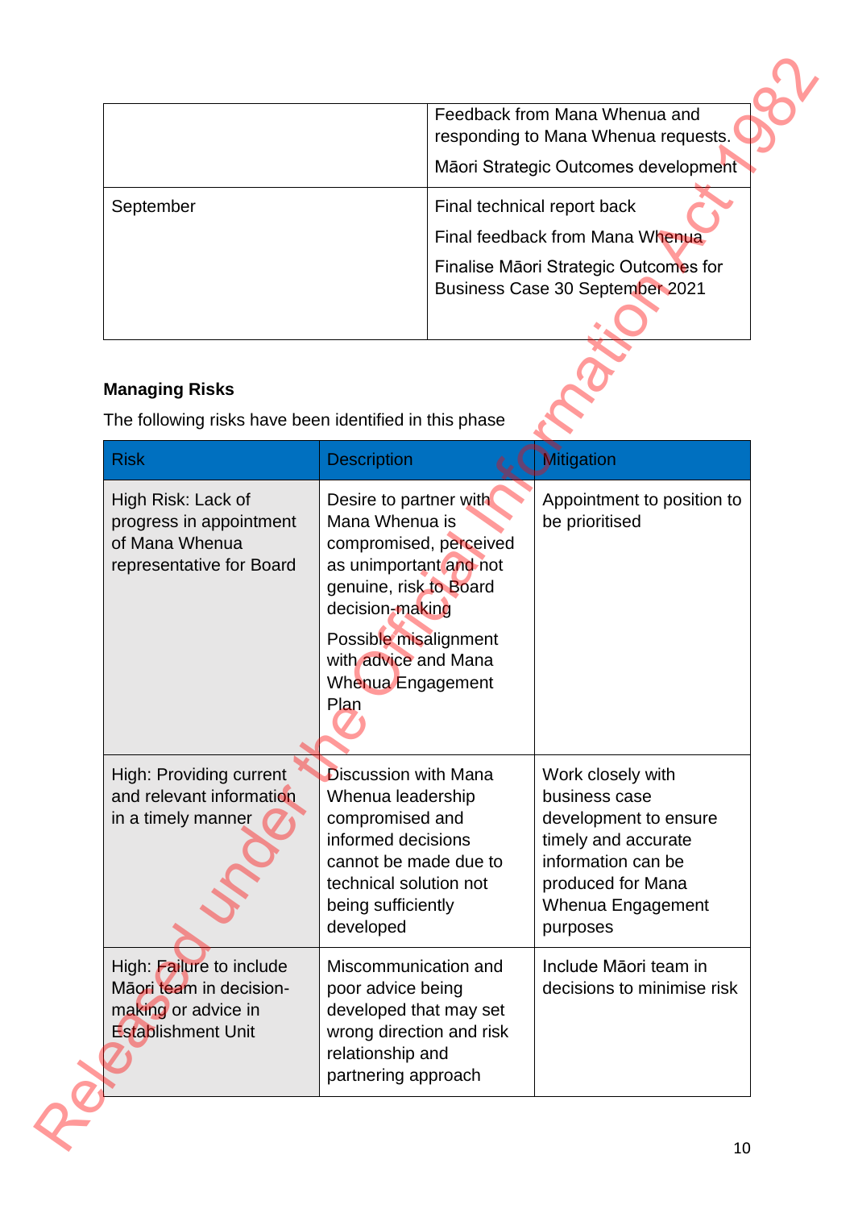| | |
|---|---|
| | Feedback from Mana Whenua and responding to Mana Whenua requests.<br>Māori Strategic Outcomes development |
| September | Final technical report back<br>Final feedback from Mana Whenua<br>Finalise Māori Strategic Outcomes for Business Case 30 September 2021 |

**Managing Risks**

The following risks have been identified in this phase

| Risk | Description | Mitigation |
|---|---|---|
| High Risk: Lack of progress in appointment of Mana Whenua representative for Board | Desire to partner with Mana Whenua is compromised, perceived as unimportant and not genuine, risk to Board decision-making<br>Possible misalignment with advice and Mana Whenua Engagement Plan | Appointment to position to be prioritised |
| High: Providing current and relevant information in a timely manner | Discussion with Mana Whenua leadership compromised and informed decisions cannot be made due to technical solution not being sufficiently developed | Work closely with business case development to ensure timely and accurate information can be produced for Mana Whenua Engagement purposes |
| High: Failure to include Māori team in decision-making or advice in Establishment Unit | Miscommunication and poor advice being developed that may set wrong direction and risk relationship and partnering approach | Include Māori team in decisions to minimise risk |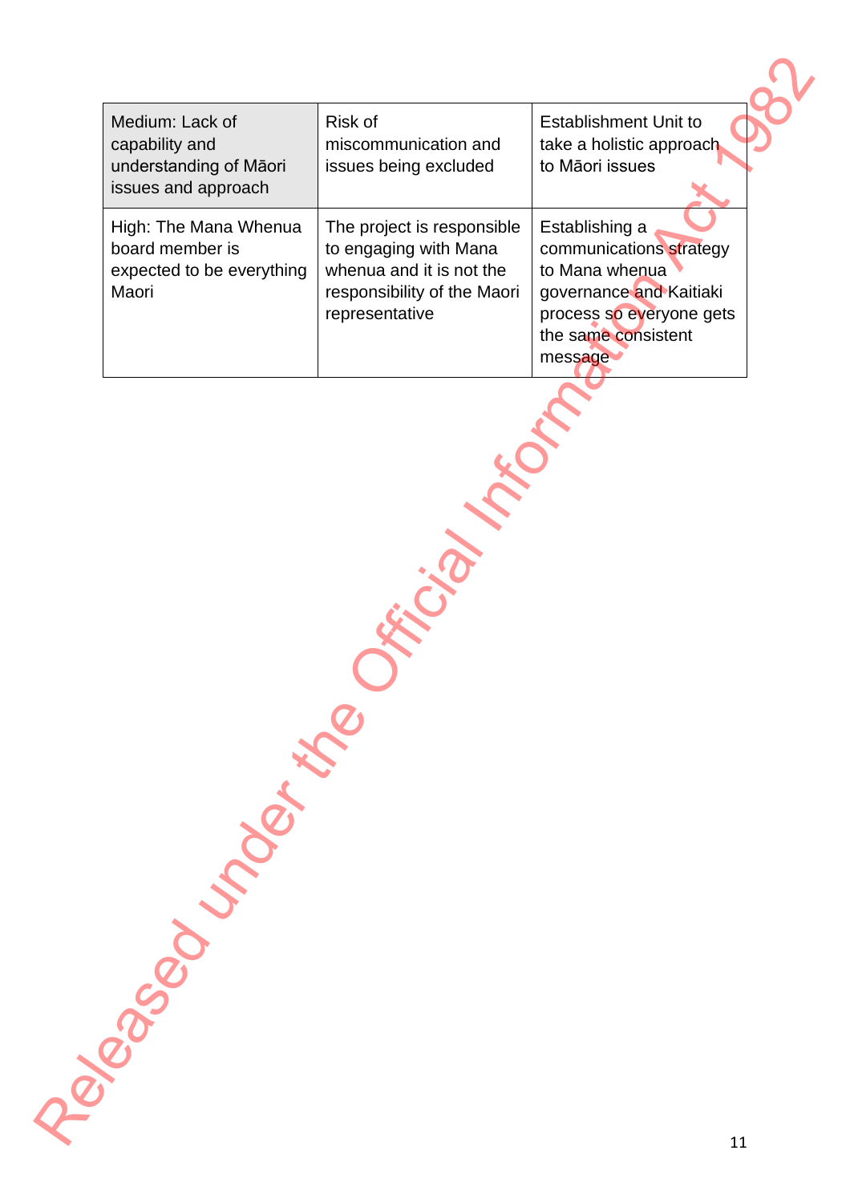| | | |
|---|---|---|
| Medium: Lack of capability and understanding of Māori issues and approach | Risk of miscommunication and issues being excluded | Establishment Unit to take a holistic approach to Māori issues |
| High: The Mana Whenua board member is expected to be everything Maori | The project is responsible to engaging with Mana whenua and it is not the responsibility of the Maori representative | Establishing a communications strategy to Mana whenua governance and Kaitiaki process so everyone gets the same consistent message |

Released under the Official Information Act 1982